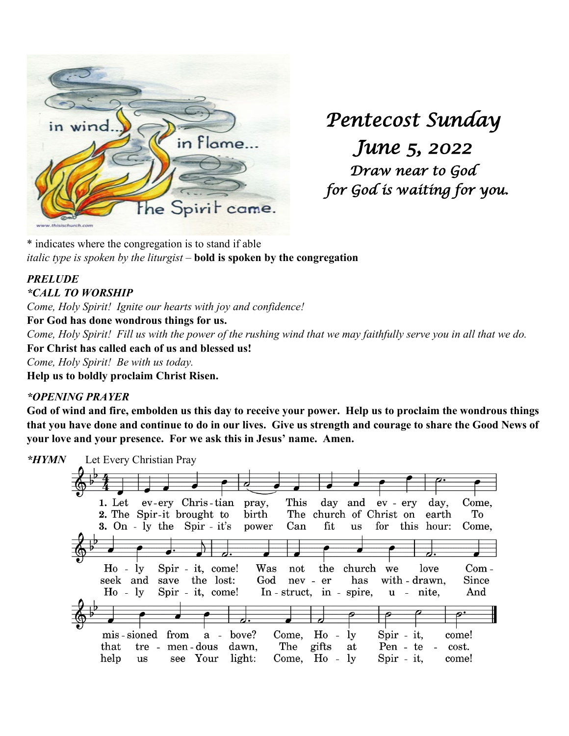# Pentecost Sunday

## June 5, 2022

*Draw near to God*
*for God is waiting for you.*

\* indicates where the congregation is to stand if able
*italic type is spoken by the liturgist* – **bold is spoken by the congregation**

***PRELUDE***

***\*CALL TO WORSHIP***

*Come, Holy Spirit! Ignite our hearts with joy and confidence!*

**For God has done wondrous things for us.**

*Come, Holy Spirit! Fill us with the power of the rushing wind that we may faithfully serve you in all that we do.*

**For Christ has called each of us and blessed us!**

*Come, Holy Spirit! Be with us today.*

**Help us to boldly proclaim Christ Risen.**

***\*OPENING PRAYER***

**God of wind and fire, embolden us this day to receive your power. Help us to proclaim the wondrous things that you have done and continue to do in our lives. Give us strength and courage to share the Good News of your love and your presence. For we ask this in Jesus' name. Amen.**

***\*HYMN*** Let Every Christian Pray

1. Let every Christian pray, This day and every day, Come, Holy Spirit, come! Was not the church we love Commissioned from above? Come, Holy Spirit, come!

2. The Spirit brought to birth The church of Christ on earth To seek and save the lost: God never has withdrawn, Since that tremendous dawn, The gifts at Pentecost.

3. Only the Spirit's power Can fit us for this hour: Come, Holy Spirit, come! Instruct, inspire, unite, And help us see Your light: Come, Holy Spirit, come!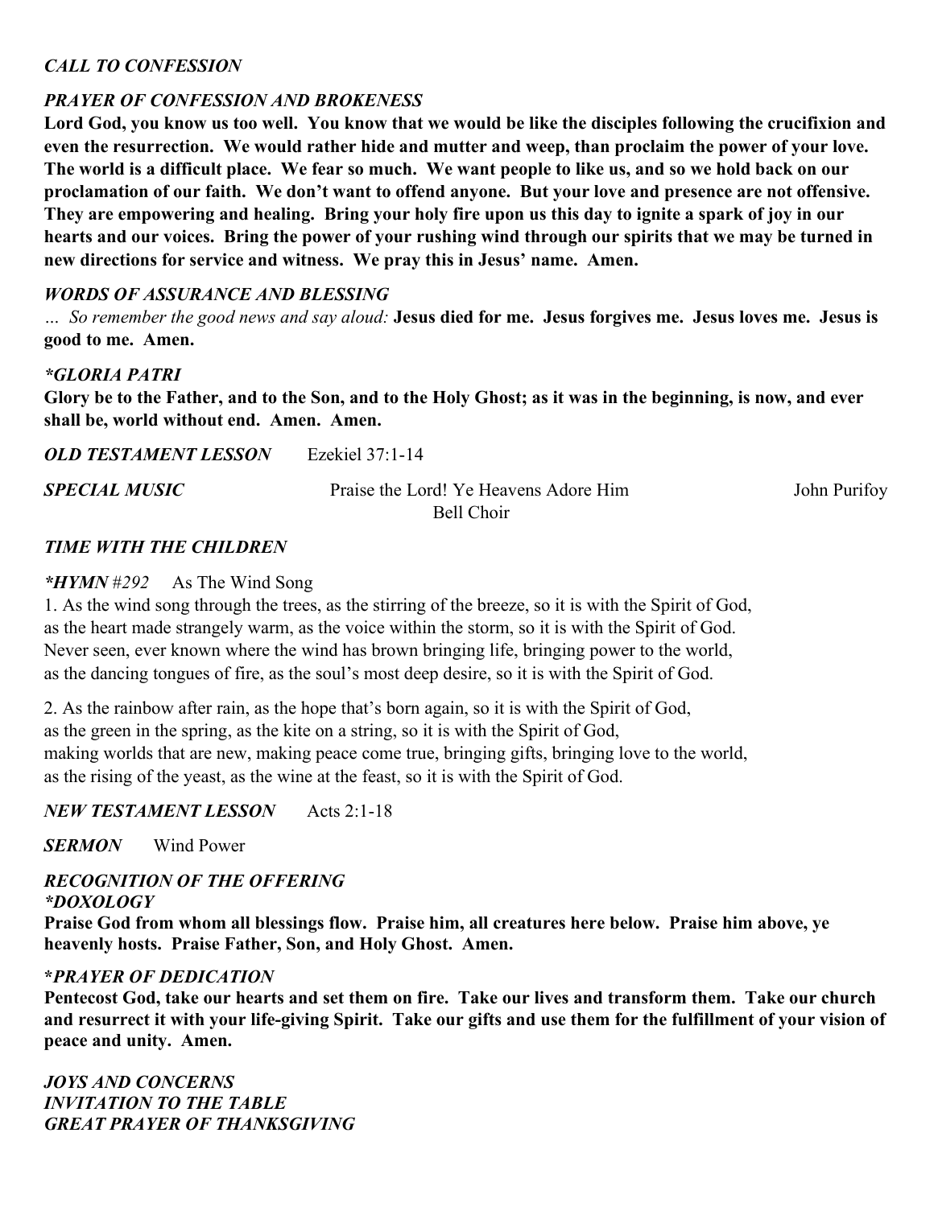***CALL TO CONFESSION***

***PRAYER OF CONFESSION AND BROKENESS***

**Lord God, you know us too well. You know that we would be like the disciples following the crucifixion and even the resurrection. We would rather hide and mutter and weep, than proclaim the power of your love. The world is a difficult place. We fear so much. We want people to like us, and so we hold back on our proclamation of our faith. We don't want to offend anyone. But your love and presence are not offensive. They are empowering and healing. Bring your holy fire upon us this day to ignite a spark of joy in our hearts and our voices. Bring the power of your rushing wind through our spirits that we may be turned in new directions for service and witness. We pray this in Jesus' name. Amen.**

***WORDS OF ASSURANCE AND BLESSING***

*… So remember the good news and say aloud:* **Jesus died for me. Jesus forgives me. Jesus loves me. Jesus is good to me. Amen.**

***\*GLORIA PATRI***

**Glory be to the Father, and to the Son, and to the Holy Ghost; as it was in the beginning, is now, and ever shall be, world without end. Amen. Amen.**

***OLD TESTAMENT LESSON*** Ezekiel 37:1-14

***SPECIAL MUSIC*** Praise the Lord! Ye Heavens Adore Him John Purifoy
Bell Choir

***TIME WITH THE CHILDREN***

***\*HYMN** #292* As The Wind Song

1. As the wind song through the trees, as the stirring of the breeze, so it is with the Spirit of God,
as the heart made strangely warm, as the voice within the storm, so it is with the Spirit of God.
Never seen, ever known where the wind has brown bringing life, bringing power to the world,
as the dancing tongues of fire, as the soul's most deep desire, so it is with the Spirit of God.

2. As the rainbow after rain, as the hope that's born again, so it is with the Spirit of God,
as the green in the spring, as the kite on a string, so it is with the Spirit of God,
making worlds that are new, making peace come true, bringing gifts, bringing love to the world,
as the rising of the yeast, as the wine at the feast, so it is with the Spirit of God.

***NEW TESTAMENT LESSON*** Acts 2:1-18

***SERMON*** Wind Power

***RECOGNITION OF THE OFFERING***

***\*DOXOLOGY***

**Praise God from whom all blessings flow. Praise him, all creatures here below. Praise him above, ye heavenly hosts. Praise Father, Son, and Holy Ghost. Amen.**

***\*PRAYER OF DEDICATION***

**Pentecost God, take our hearts and set them on fire. Take our lives and transform them. Take our church and resurrect it with your life-giving Spirit. Take our gifts and use them for the fulfillment of your vision of peace and unity. Amen.**

***JOYS AND CONCERNS***

***INVITATION TO THE TABLE***

***GREAT PRAYER OF THANKSGIVING***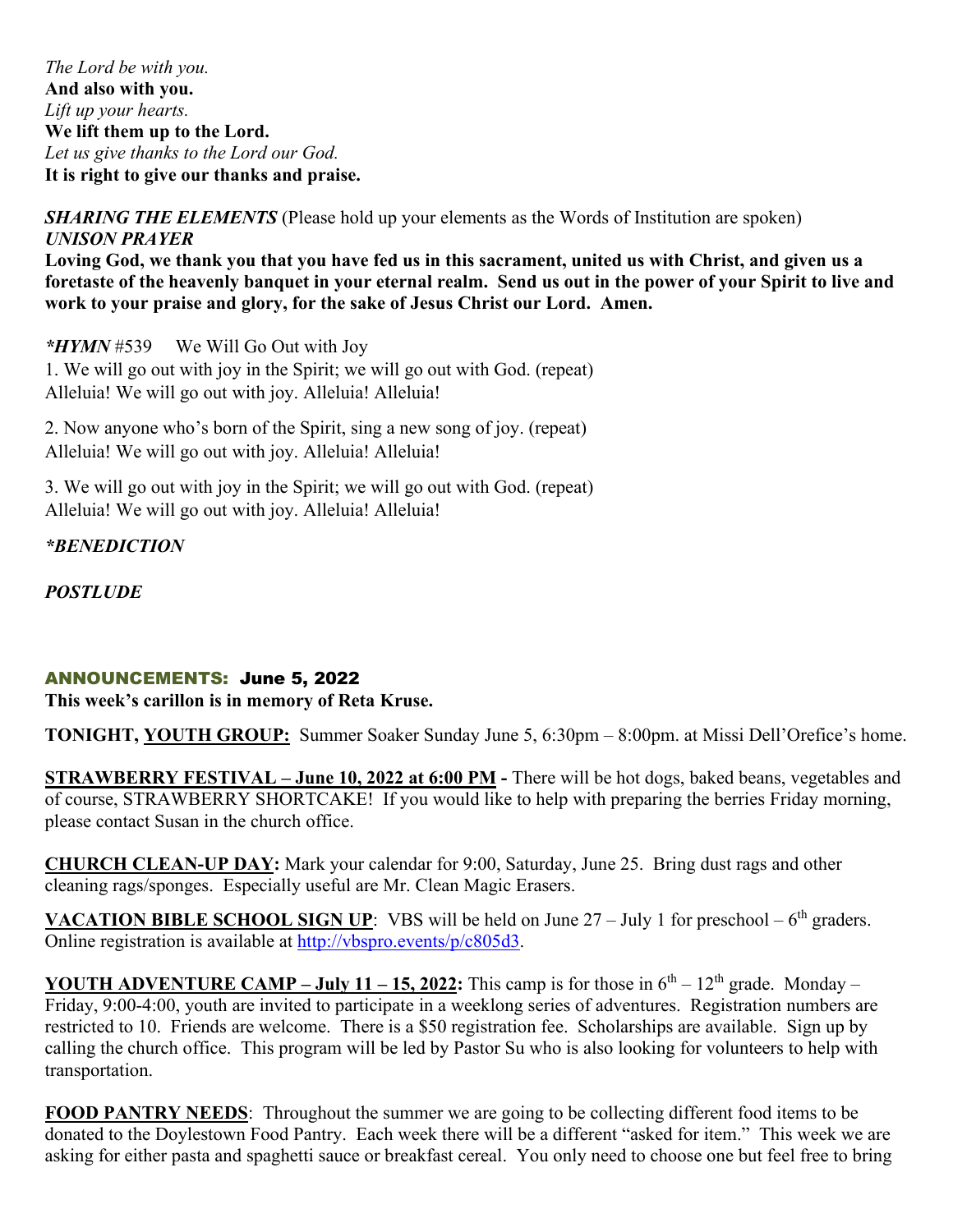*The Lord be with you.*
**And also with you.**
*Lift up your hearts.*
**We lift them up to the Lord.**
*Let us give thanks to the Lord our God.*
**It is right to give our thanks and praise.**

***SHARING THE ELEMENTS*** (Please hold up your elements as the Words of Institution are spoken)
***UNISON PRAYER***
**Loving God, we thank you that you have fed us in this sacrament, united us with Christ, and given us a foretaste of the heavenly banquet in your eternal realm. Send us out in the power of your Spirit to live and work to your praise and glory, for the sake of Jesus Christ our Lord. Amen.**

***\*HYMN*** #539 We Will Go Out with Joy
1. We will go out with joy in the Spirit; we will go out with God. (repeat)
Alleluia! We will go out with joy. Alleluia! Alleluia!

2. Now anyone who's born of the Spirit, sing a new song of joy. (repeat)
Alleluia! We will go out with joy. Alleluia! Alleluia!

3. We will go out with joy in the Spirit; we will go out with God. (repeat)
Alleluia! We will go out with joy. Alleluia! Alleluia!

***\*BENEDICTION***

***POSTLUDE***

## ANNOUNCEMENTS: June 5, 2022

**This week's carillon is in memory of Reta Kruse.**

**TONIGHT, <u>YOUTH GROUP:</u>** Summer Soaker Sunday June 5, 6:30pm – 8:00pm. at Missi Dell'Orefice's home.

**<u>STRAWBERRY FESTIVAL – June 10, 2022 at 6:00 PM</u> -** There will be hot dogs, baked beans, vegetables and of course, STRAWBERRY SHORTCAKE! If you would like to help with preparing the berries Friday morning, please contact Susan in the church office.

**<u>CHURCH CLEAN-UP DAY</u>:** Mark your calendar for 9:00, Saturday, June 25. Bring dust rags and other cleaning rags/sponges. Especially useful are Mr. Clean Magic Erasers.

**<u>VACATION BIBLE SCHOOL SIGN UP</u>**: VBS will be held on June 27 – July 1 for preschool – 6th graders. Online registration is available at http://vbspro.events/p/c805d3.

**<u>YOUTH ADVENTURE CAMP – July 11 – 15, 2022</u>:** This camp is for those in 6th – 12th grade. Monday – Friday, 9:00-4:00, youth are invited to participate in a weeklong series of adventures. Registration numbers are restricted to 10. Friends are welcome. There is a $50 registration fee. Scholarships are available. Sign up by calling the church office. This program will be led by Pastor Su who is also looking for volunteers to help with transportation.

**<u>FOOD PANTRY NEEDS</u>**: Throughout the summer we are going to be collecting different food items to be donated to the Doylestown Food Pantry. Each week there will be a different "asked for item." This week we are asking for either pasta and spaghetti sauce or breakfast cereal. You only need to choose one but feel free to bring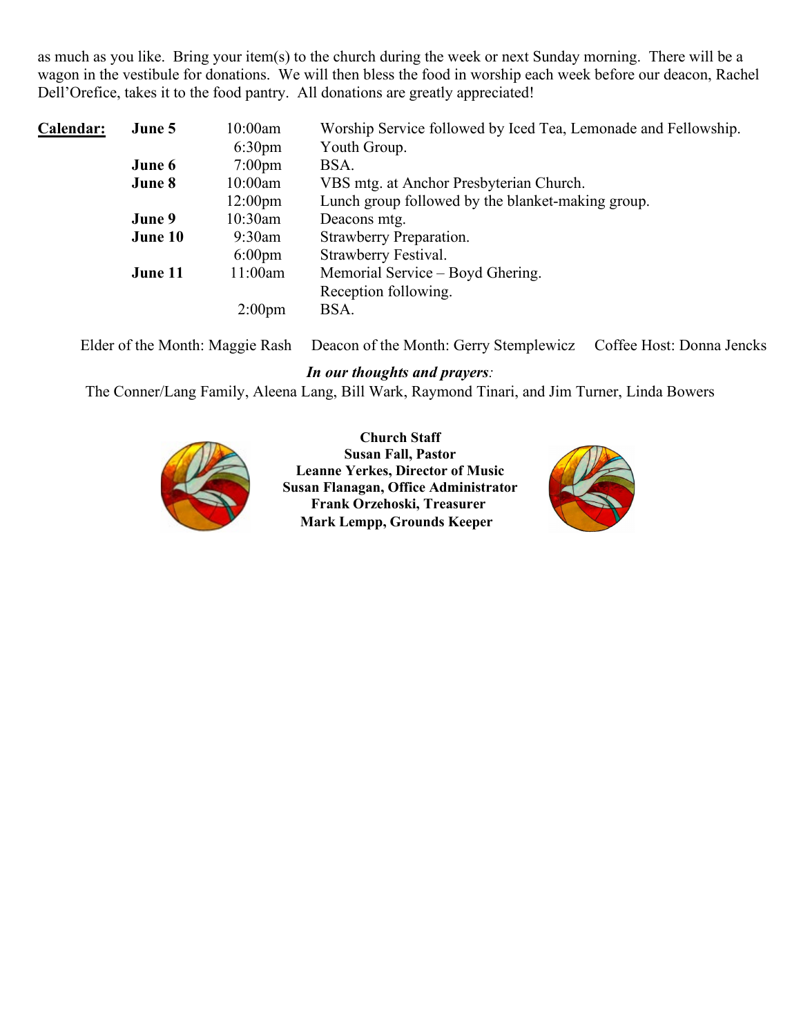as much as you like. Bring your item(s) to the church during the week or next Sunday morning. There will be a wagon in the vestibule for donations. We will then bless the food in worship each week before our deacon, Rachel Dell'Orefice, takes it to the food pantry. All donations are greatly appreciated!

| | | | |
|---|---|---|---|
| **Calendar:** | **June 5** | 10:00am | Worship Service followed by Iced Tea, Lemonade and Fellowship. |
| | | 6:30pm | Youth Group. |
| | **June 6** | 7:00pm | BSA. |
| | **June 8** | 10:00am | VBS mtg. at Anchor Presbyterian Church. |
| | | 12:00pm | Lunch group followed by the blanket-making group. |
| | **June 9** | 10:30am | Deacons mtg. |
| | **June 10** | 9:30am | Strawberry Preparation. |
| | | 6:00pm | Strawberry Festival. |
| | **June 11** | 11:00am | Memorial Service – Boyd Ghering. Reception following. |
| | | 2:00pm | BSA. |

Elder of the Month: Maggie Rash  Deacon of the Month: Gerry Stemplewicz  Coffee Host: Donna Jencks

***In our thoughts and prayers:***

The Conner/Lang Family, Aleena Lang, Bill Wark, Raymond Tinari, and Jim Turner, Linda Bowers

**Church Staff**
**Susan Fall, Pastor**
**Leanne Yerkes, Director of Music**
**Susan Flanagan, Office Administrator**
**Frank Orzehoski, Treasurer**
**Mark Lempp, Grounds Keeper**